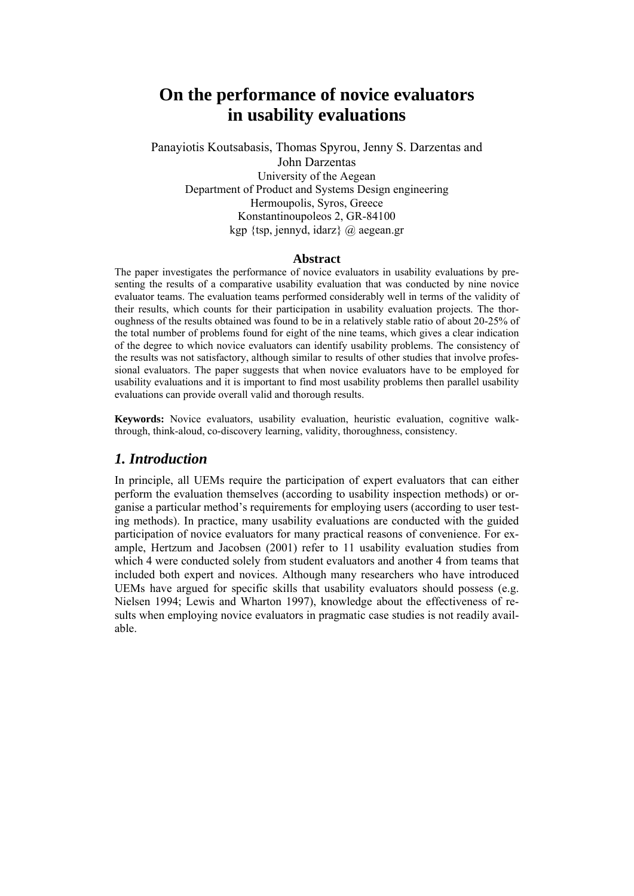# On the performance of novice evaluators in usability evaluations

Panayiotis Koutsabasis, Thomas Spyrou, Jenny S. Darzentas and John Darzentas
University of the Aegean
Department of Product and Systems Design engineering
Hermoupolis, Syros, Greece
Konstantinoupoleos 2, GR-84100
kgp {tsp, jennyd, idarz} @ aegean.gr

### Abstract

The paper investigates the performance of novice evaluators in usability evaluations by presenting the results of a comparative usability evaluation that was conducted by nine novice evaluator teams. The evaluation teams performed considerably well in terms of the validity of their results, which counts for their participation in usability evaluation projects. The thoroughness of the results obtained was found to be in a relatively stable ratio of about 20-25% of the total number of problems found for eight of the nine teams, which gives a clear indication of the degree to which novice evaluators can identify usability problems. The consistency of the results was not satisfactory, although similar to results of other studies that involve professional evaluators. The paper suggests that when novice evaluators have to be employed for usability evaluations and it is important to find most usability problems then parallel usability evaluations can provide overall valid and thorough results.

**Keywords:** Novice evaluators, usability evaluation, heuristic evaluation, cognitive walkthrough, think-aloud, co-discovery learning, validity, thoroughness, consistency.

## *1. Introduction*

In principle, all UEMs require the participation of expert evaluators that can either perform the evaluation themselves (according to usability inspection methods) or organise a particular method's requirements for employing users (according to user testing methods). In practice, many usability evaluations are conducted with the guided participation of novice evaluators for many practical reasons of convenience. For example, Hertzum and Jacobsen (2001) refer to 11 usability evaluation studies from which 4 were conducted solely from student evaluators and another 4 from teams that included both expert and novices. Although many researchers who have introduced UEMs have argued for specific skills that usability evaluators should possess (e.g. Nielsen 1994; Lewis and Wharton 1997), knowledge about the effectiveness of results when employing novice evaluators in pragmatic case studies is not readily available.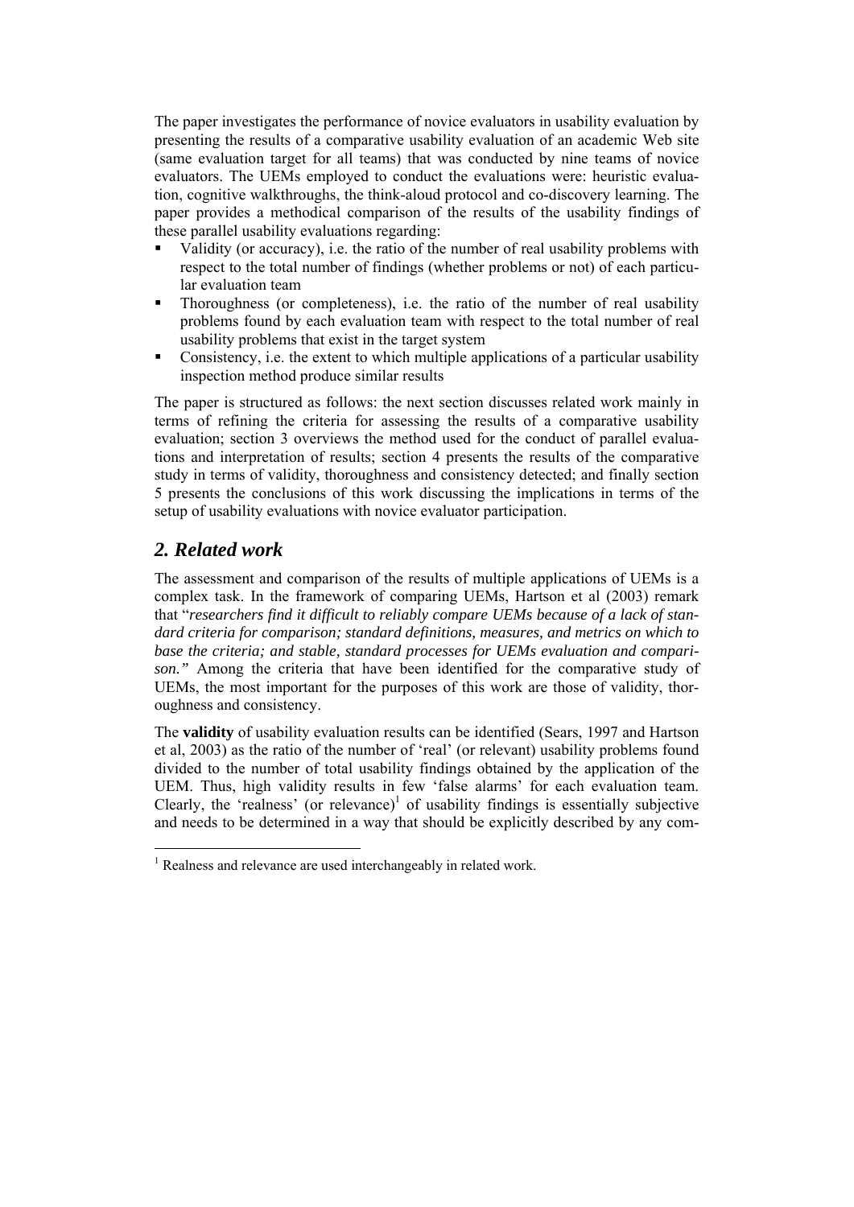The paper investigates the performance of novice evaluators in usability evaluation by presenting the results of a comparative usability evaluation of an academic Web site (same evaluation target for all teams) that was conducted by nine teams of novice evaluators. The UEMs employed to conduct the evaluations were: heuristic evaluation, cognitive walkthroughs, the think-aloud protocol and co-discovery learning. The paper provides a methodical comparison of the results of the usability findings of these parallel usability evaluations regarding:

- Validity (or accuracy), i.e. the ratio of the number of real usability problems with respect to the total number of findings (whether problems or not) of each particular evaluation team
- Thoroughness (or completeness), i.e. the ratio of the number of real usability problems found by each evaluation team with respect to the total number of real usability problems that exist in the target system
- Consistency, i.e. the extent to which multiple applications of a particular usability inspection method produce similar results

The paper is structured as follows: the next section discusses related work mainly in terms of refining the criteria for assessing the results of a comparative usability evaluation; section 3 overviews the method used for the conduct of parallel evaluations and interpretation of results; section 4 presents the results of the comparative study in terms of validity, thoroughness and consistency detected; and finally section 5 presents the conclusions of this work discussing the implications in terms of the setup of usability evaluations with novice evaluator participation.

## *2. Related work*

The assessment and comparison of the results of multiple applications of UEMs is a complex task. In the framework of comparing UEMs, Hartson et al (2003) remark that "*researchers find it difficult to reliably compare UEMs because of a lack of standard criteria for comparison; standard definitions, measures, and metrics on which to base the criteria; and stable, standard processes for UEMs evaluation and comparison."* Among the criteria that have been identified for the comparative study of UEMs, the most important for the purposes of this work are those of validity, thoroughness and consistency.

The **validity** of usability evaluation results can be identified (Sears, 1997 and Hartson et al, 2003) as the ratio of the number of 'real' (or relevant) usability problems found divided to the number of total usability findings obtained by the application of the UEM. Thus, high validity results in few 'false alarms' for each evaluation team. Clearly, the 'realness' (or relevance)[1] of usability findings is essentially subjective and needs to be determined in a way that should be explicitly described by any com-

[1] Realness and relevance are used interchangeably in related work.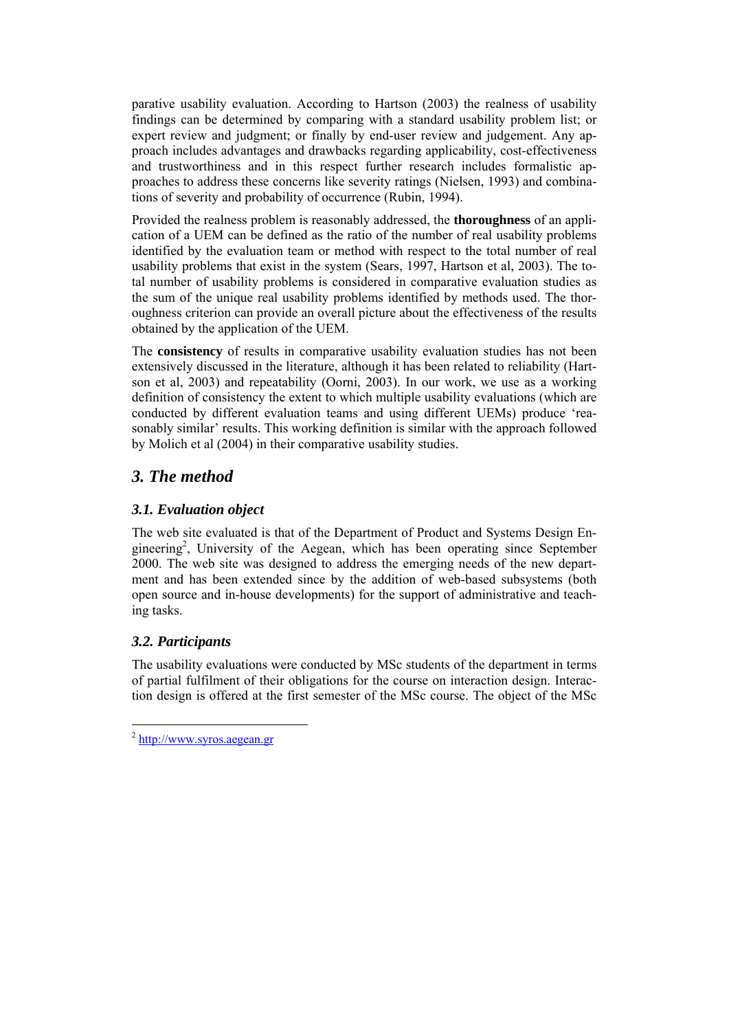parative usability evaluation. According to Hartson (2003) the realness of usability findings can be determined by comparing with a standard usability problem list; or expert review and judgment; or finally by end-user review and judgement. Any approach includes advantages and drawbacks regarding applicability, cost-effectiveness and trustworthiness and in this respect further research includes formalistic approaches to address these concerns like severity ratings (Nielsen, 1993) and combinations of severity and probability of occurrence (Rubin, 1994).

Provided the realness problem is reasonably addressed, the **thoroughness** of an application of a UEM can be defined as the ratio of the number of real usability problems identified by the evaluation team or method with respect to the total number of real usability problems that exist in the system (Sears, 1997, Hartson et al, 2003). The total number of usability problems is considered in comparative evaluation studies as the sum of the unique real usability problems identified by methods used. The thoroughness criterion can provide an overall picture about the effectiveness of the results obtained by the application of the UEM.

The **consistency** of results in comparative usability evaluation studies has not been extensively discussed in the literature, although it has been related to reliability (Hartson et al, 2003) and repeatability (Oorni, 2003). In our work, we use as a working definition of consistency the extent to which multiple usability evaluations (which are conducted by different evaluation teams and using different UEMs) produce 'reasonably similar' results. This working definition is similar with the approach followed by Molich et al (2004) in their comparative usability studies.

## *3. The method*

### *3.1. Evaluation object*

The web site evaluated is that of the Department of Product and Systems Design Engineering[2], University of the Aegean, which has been operating since September 2000. The web site was designed to address the emerging needs of the new department and has been extended since by the addition of web-based subsystems (both open source and in-house developments) for the support of administrative and teaching tasks.

### *3.2. Participants*

The usability evaluations were conducted by MSc students of the department in terms of partial fulfilment of their obligations for the course on interaction design. Interaction design is offered at the first semester of the MSc course. The object of the MSc

[2] http://www.syros.aegean.gr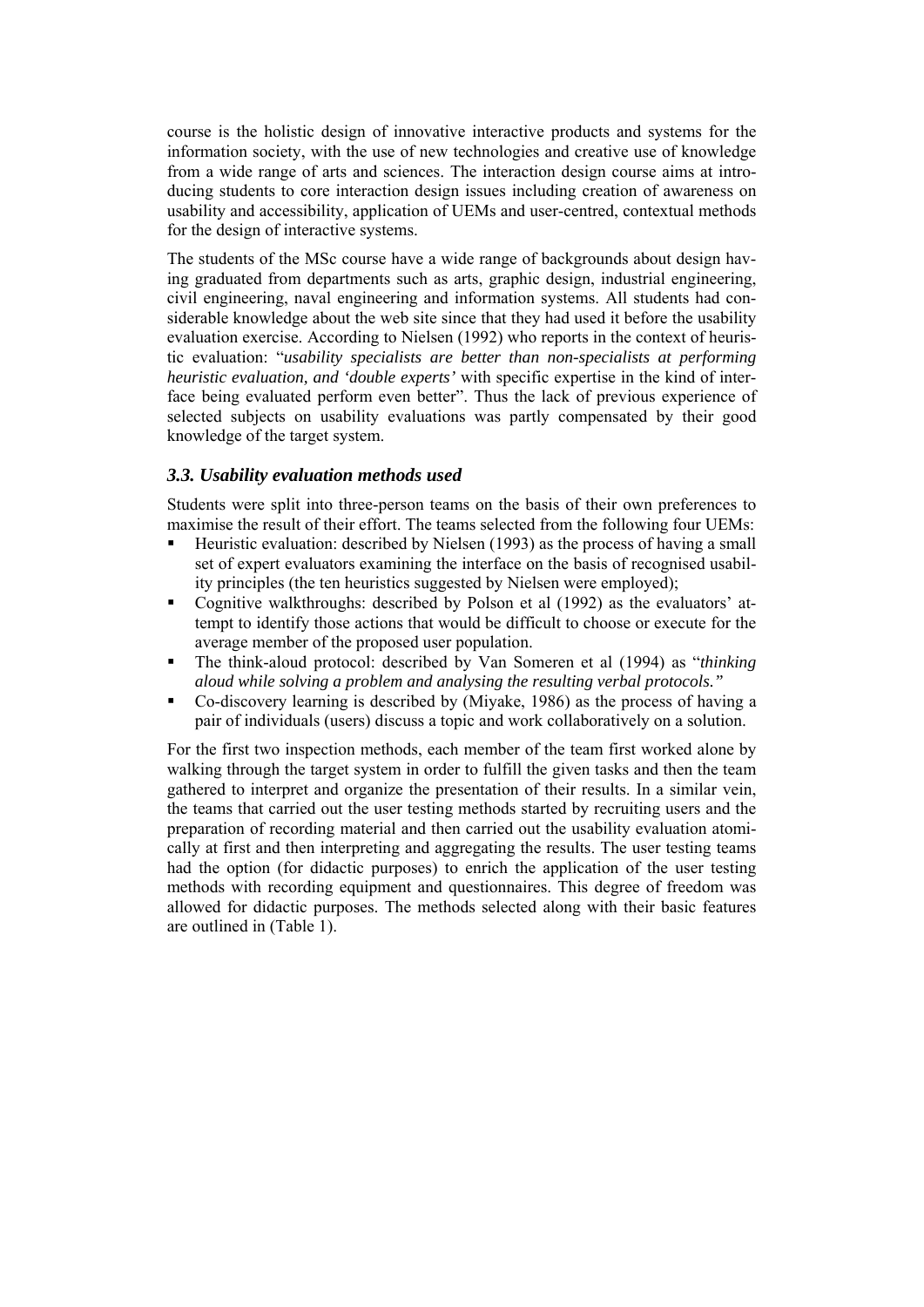course is the holistic design of innovative interactive products and systems for the information society, with the use of new technologies and creative use of knowledge from a wide range of arts and sciences. The interaction design course aims at introducing students to core interaction design issues including creation of awareness on usability and accessibility, application of UEMs and user-centred, contextual methods for the design of interactive systems.

The students of the MSc course have a wide range of backgrounds about design having graduated from departments such as arts, graphic design, industrial engineering, civil engineering, naval engineering and information systems. All students had considerable knowledge about the web site since that they had used it before the usability evaluation exercise. According to Nielsen (1992) who reports in the context of heuristic evaluation: "*usability specialists are better than non-specialists at performing heuristic evaluation, and 'double experts'* with specific expertise in the kind of interface being evaluated perform even better". Thus the lack of previous experience of selected subjects on usability evaluations was partly compensated by their good knowledge of the target system.

### *3.3. Usability evaluation methods used*

Students were split into three-person teams on the basis of their own preferences to maximise the result of their effort. The teams selected from the following four UEMs:

- Heuristic evaluation: described by Nielsen (1993) as the process of having a small set of expert evaluators examining the interface on the basis of recognised usability principles (the ten heuristics suggested by Nielsen were employed);
- Cognitive walkthroughs: described by Polson et al (1992) as the evaluators' attempt to identify those actions that would be difficult to choose or execute for the average member of the proposed user population.
- The think-aloud protocol: described by Van Someren et al (1994) as "*thinking aloud while solving a problem and analysing the resulting verbal protocols."*
- Co-discovery learning is described by (Miyake, 1986) as the process of having a pair of individuals (users) discuss a topic and work collaboratively on a solution.

For the first two inspection methods, each member of the team first worked alone by walking through the target system in order to fulfill the given tasks and then the team gathered to interpret and organize the presentation of their results. In a similar vein, the teams that carried out the user testing methods started by recruiting users and the preparation of recording material and then carried out the usability evaluation atomically at first and then interpreting and aggregating the results. The user testing teams had the option (for didactic purposes) to enrich the application of the user testing methods with recording equipment and questionnaires. This degree of freedom was allowed for didactic purposes. The methods selected along with their basic features are outlined in (Table 1).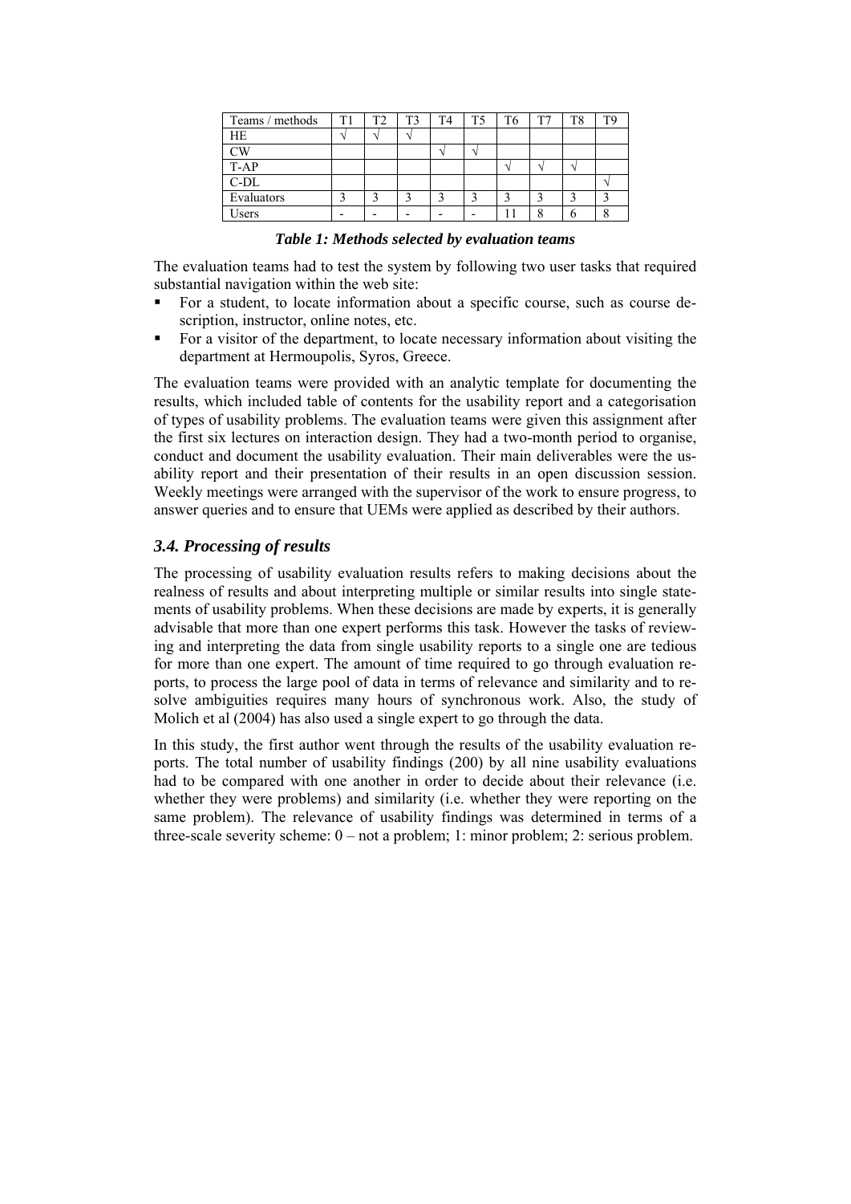| Teams / methods | T1 | T2 | T3 | T4 | T5 | T6 | T7 | T8 | T9 |
|---|---|---|---|---|---|---|---|---|---|
| HE | √ | √ | √ | | | | | | |
| CW | | | | √ | √ | | | | |
| T-AP | | | | | | √ | √ | √ | |
| C-DL | | | | | | | | | √ |
| Evaluators | 3 | 3 | 3 | 3 | 3 | 3 | 3 | 3 | 3 |
| Users | - | - | - | - | - | 11 | 8 | 6 | 8 |

***Table 1: Methods selected by evaluation teams***

The evaluation teams had to test the system by following two user tasks that required substantial navigation within the web site:

- For a student, to locate information about a specific course, such as course description, instructor, online notes, etc.
- For a visitor of the department, to locate necessary information about visiting the department at Hermoupolis, Syros, Greece.

The evaluation teams were provided with an analytic template for documenting the results, which included table of contents for the usability report and a categorisation of types of usability problems. The evaluation teams were given this assignment after the first six lectures on interaction design. They had a two-month period to organise, conduct and document the usability evaluation. Their main deliverables were the usability report and their presentation of their results in an open discussion session. Weekly meetings were arranged with the supervisor of the work to ensure progress, to answer queries and to ensure that UEMs were applied as described by their authors.

### *3.4. Processing of results*

The processing of usability evaluation results refers to making decisions about the realness of results and about interpreting multiple or similar results into single statements of usability problems. When these decisions are made by experts, it is generally advisable that more than one expert performs this task. However the tasks of reviewing and interpreting the data from single usability reports to a single one are tedious for more than one expert. The amount of time required to go through evaluation reports, to process the large pool of data in terms of relevance and similarity and to resolve ambiguities requires many hours of synchronous work. Also, the study of Molich et al (2004) has also used a single expert to go through the data.

In this study, the first author went through the results of the usability evaluation reports. The total number of usability findings (200) by all nine usability evaluations had to be compared with one another in order to decide about their relevance (i.e. whether they were problems) and similarity (i.e. whether they were reporting on the same problem). The relevance of usability findings was determined in terms of a three-scale severity scheme: 0 – not a problem; 1: minor problem; 2: serious problem.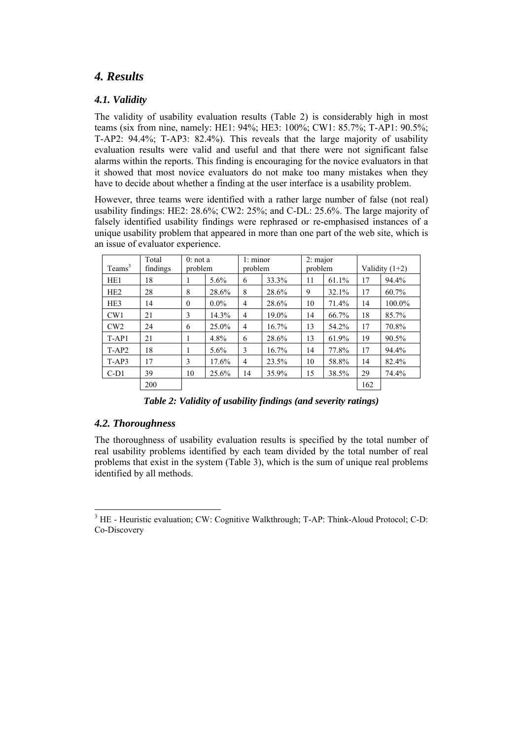## 4. Results

### 4.1. Validity

The validity of usability evaluation results (Table 2) is considerably high in most teams (six from nine, namely: HE1: 94%; HE3: 100%; CW1: 85.7%; T-AP1: 90.5%; T-AP2: 94.4%; T-AP3: 82.4%). This reveals that the large majority of usability evaluation results were valid and useful and that there were not significant false alarms within the reports. This finding is encouraging for the novice evaluators in that it showed that most novice evaluators do not make too many mistakes when they have to decide about whether a finding at the user interface is a usability problem.

However, three teams were identified with a rather large number of false (not real) usability findings: HE2: 28.6%; CW2: 25%; and C-DL: 25.6%. The large majority of falsely identified usability findings were rephrased or re-emphasised instances of a unique usability problem that appeared in more than one part of the web site, which is an issue of evaluator experience.

| Teams[3] | Total findings | 0: not a problem | | 1: minor problem | | 2: major problem | | Validity (1+2) | |
|---|---|---|---|---|---|---|---|---|---|
| HE1 | 18 | 1 | 5.6% | 6 | 33.3% | 11 | 61.1% | 17 | 94.4% |
| HE2 | 28 | 8 | 28.6% | 8 | 28.6% | 9 | 32.1% | 17 | 60.7% |
| HE3 | 14 | 0 | 0.0% | 4 | 28.6% | 10 | 71.4% | 14 | 100.0% |
| CW1 | 21 | 3 | 14.3% | 4 | 19.0% | 14 | 66.7% | 18 | 85.7% |
| CW2 | 24 | 6 | 25.0% | 4 | 16.7% | 13 | 54.2% | 17 | 70.8% |
| T-AP1 | 21 | 1 | 4.8% | 6 | 28.6% | 13 | 61.9% | 19 | 90.5% |
| T-AP2 | 18 | 1 | 5.6% | 3 | 16.7% | 14 | 77.8% | 17 | 94.4% |
| T-AP3 | 17 | 3 | 17.6% | 4 | 23.5% | 10 | 58.8% | 14 | 82.4% |
| C-D1 | 39 | 10 | 25.6% | 14 | 35.9% | 15 | 38.5% | 29 | 74.4% |
| | 200 | | | | | | | 162 | |

***Table 2: Validity of usability findings (and severity ratings)***

### 4.2. Thoroughness

The thoroughness of usability evaluation results is specified by the total number of real usability problems identified by each team divided by the total number of real problems that exist in the system (Table 3), which is the sum of unique real problems identified by all methods.

[3] HE - Heuristic evaluation; CW: Cognitive Walkthrough; T-AP: Think-Aloud Protocol; C-D: Co-Discovery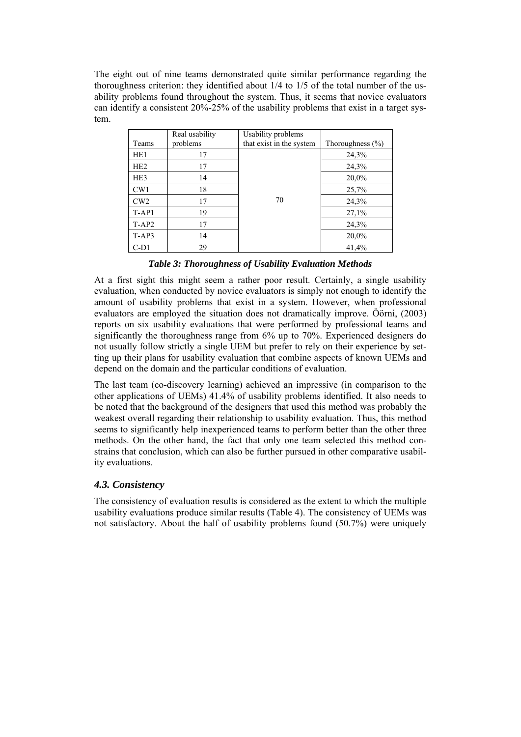The eight out of nine teams demonstrated quite similar performance regarding the thoroughness criterion: they identified about 1/4 to 1/5 of the total number of the usability problems found throughout the system. Thus, it seems that novice evaluators can identify a consistent 20%-25% of the usability problems that exist in a target system.

| Teams | Real usability problems | Usability problems that exist in the system | Thoroughness (%) |
|---|---|---|---|
| HE1 | 17 | 70 | 24,3% |
| HE2 | 17 | | 24,3% |
| HE3 | 14 | | 20,0% |
| CW1 | 18 | | 25,7% |
| CW2 | 17 | | 24,3% |
| T-AP1 | 19 | | 27,1% |
| T-AP2 | 17 | | 24,3% |
| T-AP3 | 14 | | 20,0% |
| C-D1 | 29 | | 41,4% |

***Table 3: Thoroughness of Usability Evaluation Methods***

At a first sight this might seem a rather poor result. Certainly, a single usability evaluation, when conducted by novice evaluators is simply not enough to identify the amount of usability problems that exist in a system. However, when professional evaluators are employed the situation does not dramatically improve. Öörni, (2003) reports on six usability evaluations that were performed by professional teams and significantly the thoroughness range from 6% up to 70%. Experienced designers do not usually follow strictly a single UEM but prefer to rely on their experience by setting up their plans for usability evaluation that combine aspects of known UEMs and depend on the domain and the particular conditions of evaluation.

The last team (co-discovery learning) achieved an impressive (in comparison to the other applications of UEMs) 41.4% of usability problems identified. It also needs to be noted that the background of the designers that used this method was probably the weakest overall regarding their relationship to usability evaluation. Thus, this method seems to significantly help inexperienced teams to perform better than the other three methods. On the other hand, the fact that only one team selected this method constrains that conclusion, which can also be further pursued in other comparative usability evaluations.

### *4.3. Consistency*

The consistency of evaluation results is considered as the extent to which the multiple usability evaluations produce similar results (Table 4). The consistency of UEMs was not satisfactory. About the half of usability problems found (50.7%) were uniquely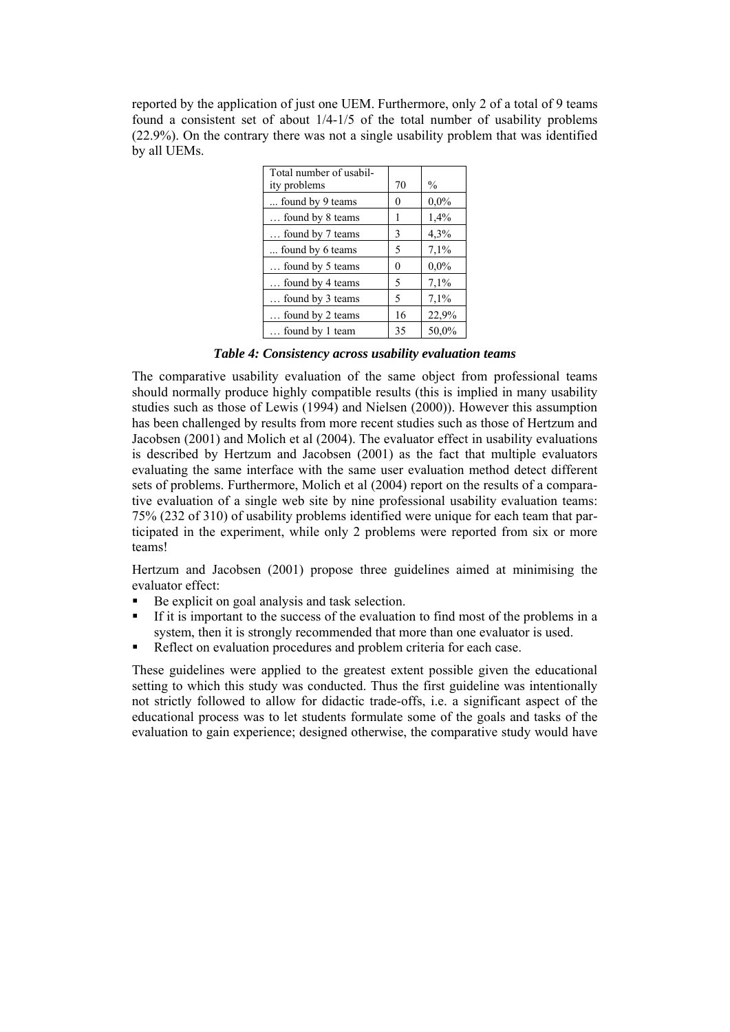reported by the application of just one UEM. Furthermore, only 2 of a total of 9 teams found a consistent set of about 1/4-1/5 of the total number of usability problems (22.9%). On the contrary there was not a single usability problem that was identified by all UEMs.

| Total number of usability problems | 70 | % |
|---|---|---|
| ... found by 9 teams | 0 | 0,0% |
| … found by 8 teams | 1 | 1,4% |
| … found by 7 teams | 3 | 4,3% |
| ... found by 6 teams | 5 | 7,1% |
| … found by 5 teams | 0 | 0,0% |
| … found by 4 teams | 5 | 7,1% |
| … found by 3 teams | 5 | 7,1% |
| … found by 2 teams | 16 | 22,9% |
| … found by 1 team | 35 | 50,0% |

***Table 4: Consistency across usability evaluation teams***

The comparative usability evaluation of the same object from professional teams should normally produce highly compatible results (this is implied in many usability studies such as those of Lewis (1994) and Nielsen (2000)). However this assumption has been challenged by results from more recent studies such as those of Hertzum and Jacobsen (2001) and Molich et al (2004). The evaluator effect in usability evaluations is described by Hertzum and Jacobsen (2001) as the fact that multiple evaluators evaluating the same interface with the same user evaluation method detect different sets of problems. Furthermore, Molich et al (2004) report on the results of a comparative evaluation of a single web site by nine professional usability evaluation teams: 75% (232 of 310) of usability problems identified were unique for each team that participated in the experiment, while only 2 problems were reported from six or more teams!

Hertzum and Jacobsen (2001) propose three guidelines aimed at minimising the evaluator effect:

- Be explicit on goal analysis and task selection.
- If it is important to the success of the evaluation to find most of the problems in a system, then it is strongly recommended that more than one evaluator is used.
- Reflect on evaluation procedures and problem criteria for each case.

These guidelines were applied to the greatest extent possible given the educational setting to which this study was conducted. Thus the first guideline was intentionally not strictly followed to allow for didactic trade-offs, i.e. a significant aspect of the educational process was to let students formulate some of the goals and tasks of the evaluation to gain experience; designed otherwise, the comparative study would have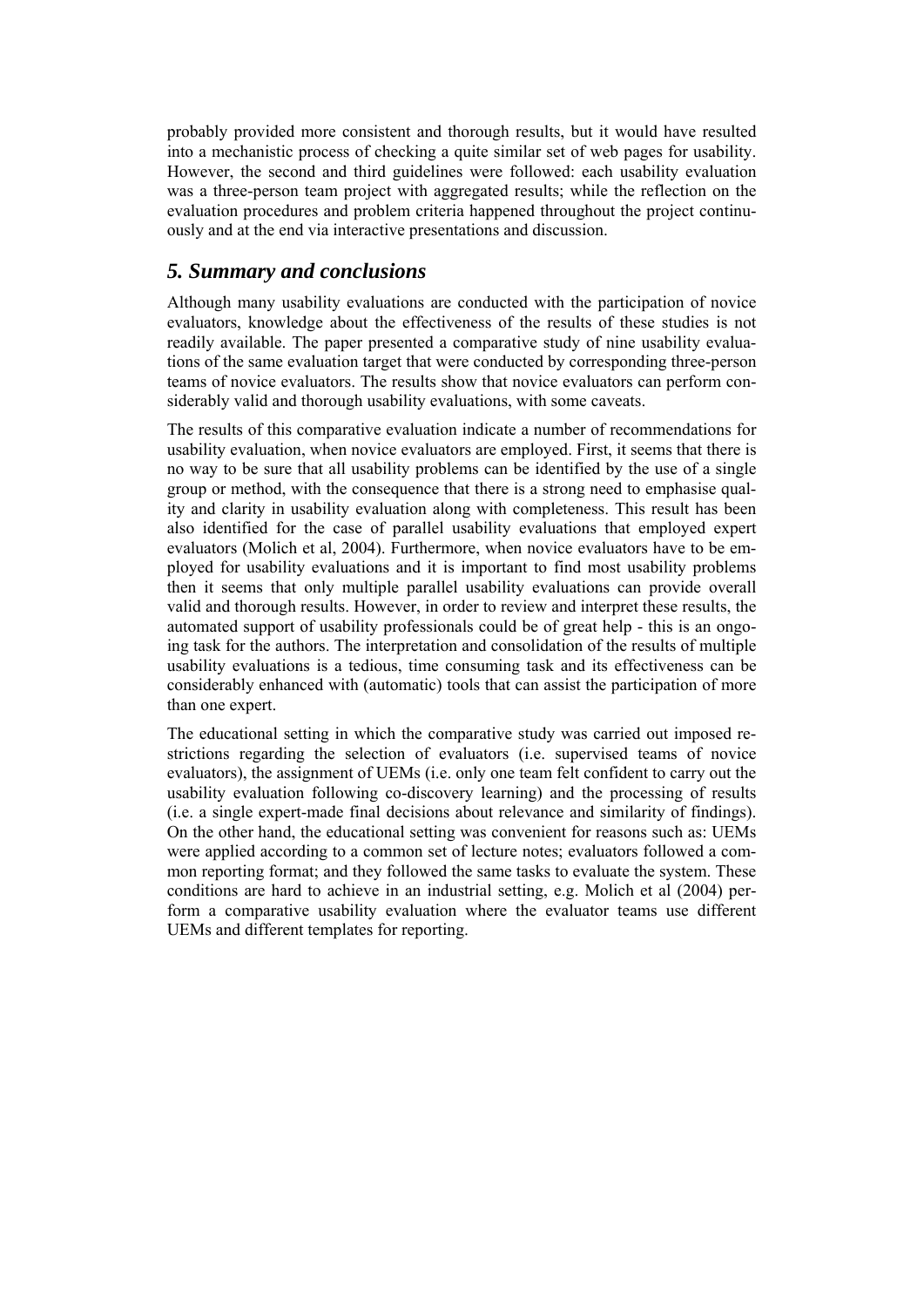probably provided more consistent and thorough results, but it would have resulted into a mechanistic process of checking a quite similar set of web pages for usability. However, the second and third guidelines were followed: each usability evaluation was a three-person team project with aggregated results; while the reflection on the evaluation procedures and problem criteria happened throughout the project continuously and at the end via interactive presentations and discussion.

## *5. Summary and conclusions*

Although many usability evaluations are conducted with the participation of novice evaluators, knowledge about the effectiveness of the results of these studies is not readily available. The paper presented a comparative study of nine usability evaluations of the same evaluation target that were conducted by corresponding three-person teams of novice evaluators. The results show that novice evaluators can perform considerably valid and thorough usability evaluations, with some caveats.

The results of this comparative evaluation indicate a number of recommendations for usability evaluation, when novice evaluators are employed. First, it seems that there is no way to be sure that all usability problems can be identified by the use of a single group or method, with the consequence that there is a strong need to emphasise quality and clarity in usability evaluation along with completeness. This result has been also identified for the case of parallel usability evaluations that employed expert evaluators (Molich et al, 2004). Furthermore, when novice evaluators have to be employed for usability evaluations and it is important to find most usability problems then it seems that only multiple parallel usability evaluations can provide overall valid and thorough results. However, in order to review and interpret these results, the automated support of usability professionals could be of great help - this is an ongoing task for the authors. The interpretation and consolidation of the results of multiple usability evaluations is a tedious, time consuming task and its effectiveness can be considerably enhanced with (automatic) tools that can assist the participation of more than one expert.

The educational setting in which the comparative study was carried out imposed restrictions regarding the selection of evaluators (i.e. supervised teams of novice evaluators), the assignment of UEMs (i.e. only one team felt confident to carry out the usability evaluation following co-discovery learning) and the processing of results (i.e. a single expert-made final decisions about relevance and similarity of findings). On the other hand, the educational setting was convenient for reasons such as: UEMs were applied according to a common set of lecture notes; evaluators followed a common reporting format; and they followed the same tasks to evaluate the system. These conditions are hard to achieve in an industrial setting, e.g. Molich et al (2004) perform a comparative usability evaluation where the evaluator teams use different UEMs and different templates for reporting.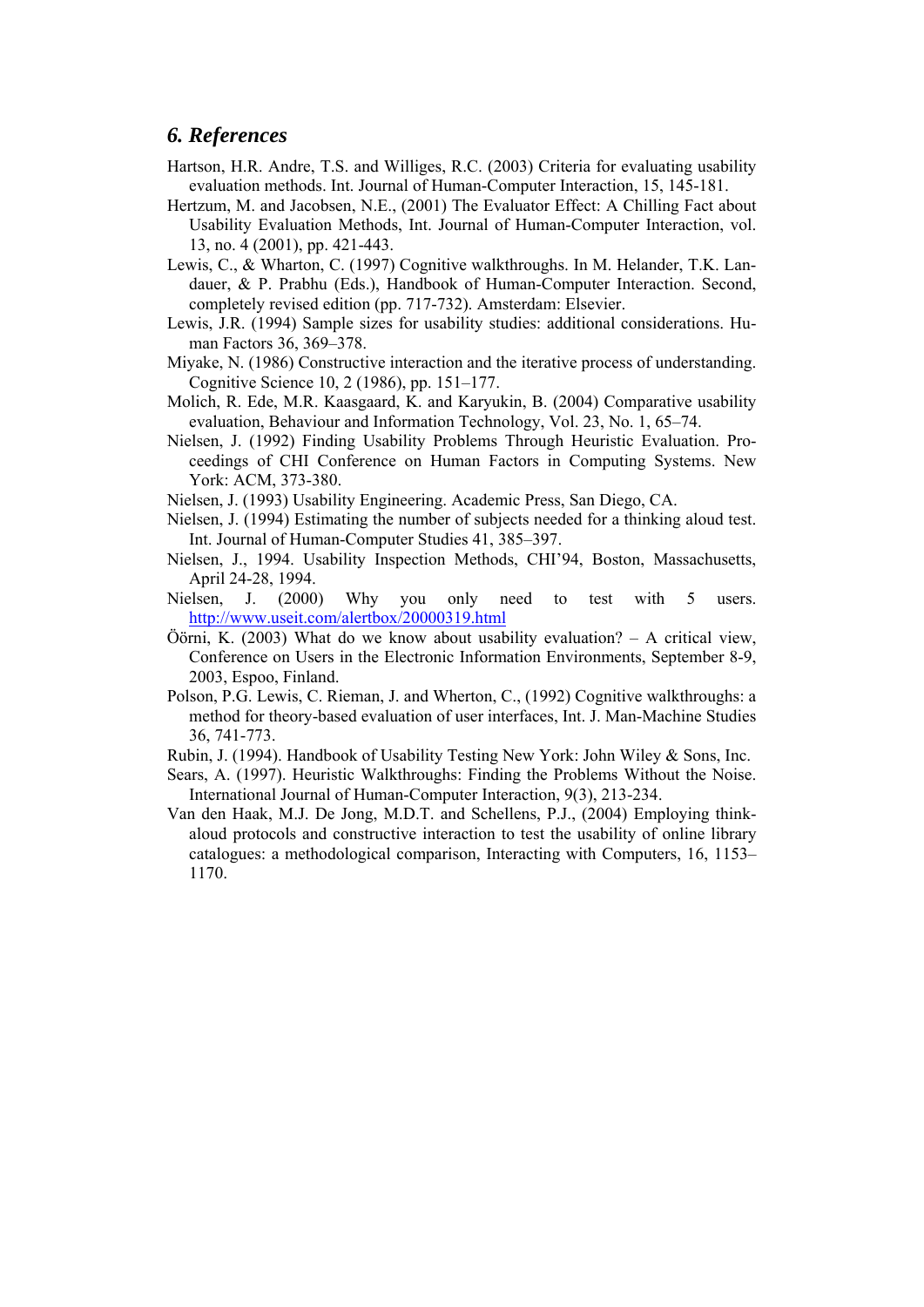## *6. References*

Hartson, H.R. Andre, T.S. and Williges, R.C. (2003) Criteria for evaluating usability evaluation methods. Int. Journal of Human-Computer Interaction, 15, 145-181.

Hertzum, M. and Jacobsen, N.E., (2001) The Evaluator Effect: A Chilling Fact about Usability Evaluation Methods, Int. Journal of Human-Computer Interaction, vol. 13, no. 4 (2001), pp. 421-443.

Lewis, C., & Wharton, C. (1997) Cognitive walkthroughs. In M. Helander, T.K. Landauer, & P. Prabhu (Eds.), Handbook of Human-Computer Interaction. Second, completely revised edition (pp. 717-732). Amsterdam: Elsevier.

Lewis, J.R. (1994) Sample sizes for usability studies: additional considerations. Human Factors 36, 369–378.

Miyake, N. (1986) Constructive interaction and the iterative process of understanding. Cognitive Science 10, 2 (1986), pp. 151–177.

Molich, R. Ede, M.R. Kaasgaard, K. and Karyukin, B. (2004) Comparative usability evaluation, Behaviour and Information Technology, Vol. 23, No. 1, 65–74.

Nielsen, J. (1992) Finding Usability Problems Through Heuristic Evaluation. Proceedings of CHI Conference on Human Factors in Computing Systems. New York: ACM, 373-380.

Nielsen, J. (1993) Usability Engineering. Academic Press, San Diego, CA.

Nielsen, J. (1994) Estimating the number of subjects needed for a thinking aloud test. Int. Journal of Human-Computer Studies 41, 385–397.

Nielsen, J., 1994. Usability Inspection Methods, CHI'94, Boston, Massachusetts, April 24-28, 1994.

Nielsen, J. (2000) Why you only need to test with 5 users. http://www.useit.com/alertbox/20000319.html

Öörni, K. (2003) What do we know about usability evaluation? – A critical view, Conference on Users in the Electronic Information Environments, September 8-9, 2003, Espoo, Finland.

Polson, P.G. Lewis, C. Rieman, J. and Wherton, C., (1992) Cognitive walkthroughs: a method for theory-based evaluation of user interfaces, Int. J. Man-Machine Studies 36, 741-773.

Rubin, J. (1994). Handbook of Usability Testing New York: John Wiley & Sons, Inc.

Sears, A. (1997). Heuristic Walkthroughs: Finding the Problems Without the Noise. International Journal of Human-Computer Interaction, 9(3), 213-234.

Van den Haak, M.J. De Jong, M.D.T. and Schellens, P.J., (2004) Employing think-aloud protocols and constructive interaction to test the usability of online library catalogues: a methodological comparison, Interacting with Computers, 16, 1153–1170.